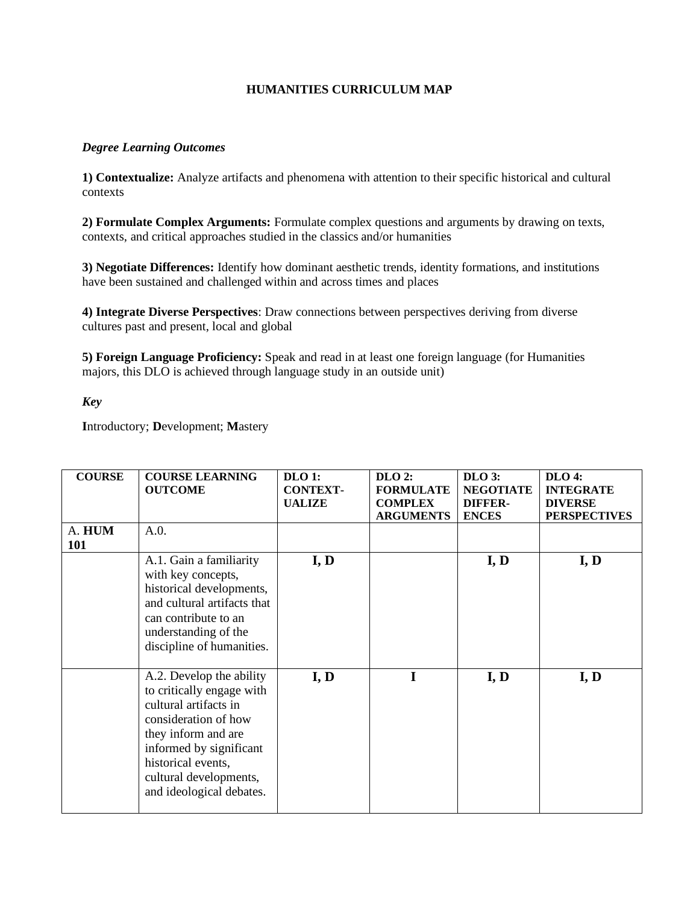# HUMANITIES CURRICULUM MAP

***Degree Learning Outcomes***

**1) Contextualize:** Analyze artifacts and phenomena with attention to their specific historical and cultural contexts

**2) Formulate Complex Arguments:** Formulate complex questions and arguments by drawing on texts, contexts, and critical approaches studied in the classics and/or humanities

**3) Negotiate Differences:** Identify how dominant aesthetic trends, identity formations, and institutions have been sustained and challenged within and across times and places

**4) Integrate Diverse Perspectives**: Draw connections between perspectives deriving from diverse cultures past and present, local and global

**5) Foreign Language Proficiency:** Speak and read in at least one foreign language (for Humanities majors, this DLO is achieved through language study in an outside unit)

***Key***

**I**ntroductory; **D**evelopment; **M**astery

| COURSE | COURSE LEARNING OUTCOME | DLO 1: CONTEXT-UALIZE | DLO 2: FORMULATE COMPLEX ARGUMENTS | DLO 3: NEGOTIATE DIFFER-ENCES | DLO 4: INTEGRATE DIVERSE PERSPECTIVES |
|---|---|---|---|---|---|
| A. **HUM 101** | A.0. | | | | |
| | A.1. Gain a familiarity with key concepts, historical developments, and cultural artifacts that can contribute to an understanding of the discipline of humanities. | **I, D** | | **I, D** | **I, D** |
| | A.2. Develop the ability to critically engage with cultural artifacts in consideration of how they inform and are informed by significant historical events, cultural developments, and ideological debates. | **I, D** | **I** | **I, D** | **I, D** |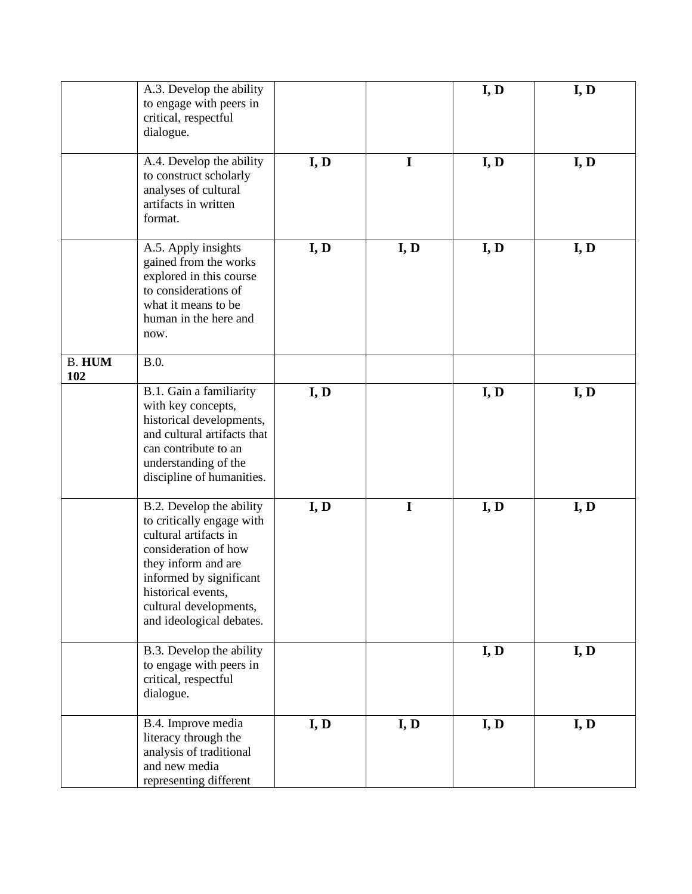| | | | | | |
|---|---|---|---|---|---|
| | A.3. Develop the ability to engage with peers in critical, respectful dialogue. | | | **I, D** | **I, D** |
| | A.4. Develop the ability to construct scholarly analyses of cultural artifacts in written format. | **I, D** | **I** | **I, D** | **I, D** |
| | A.5. Apply insights gained from the works explored in this course to considerations of what it means to be human in the here and now. | **I, D** | **I, D** | **I, D** | **I, D** |
| B. **HUM 102** | B.0. | | | | |
| | B.1. Gain a familiarity with key concepts, historical developments, and cultural artifacts that can contribute to an understanding of the discipline of humanities. | **I, D** | | **I, D** | **I, D** |
| | B.2. Develop the ability to critically engage with cultural artifacts in consideration of how they inform and are informed by significant historical events, cultural developments, and ideological debates. | **I, D** | **I** | **I, D** | **I, D** |
| | B.3. Develop the ability to engage with peers in critical, respectful dialogue. | | | **I, D** | **I, D** |
| | B.4. Improve media literacy through the analysis of traditional and new media representing different | **I, D** | **I, D** | **I, D** | **I, D** |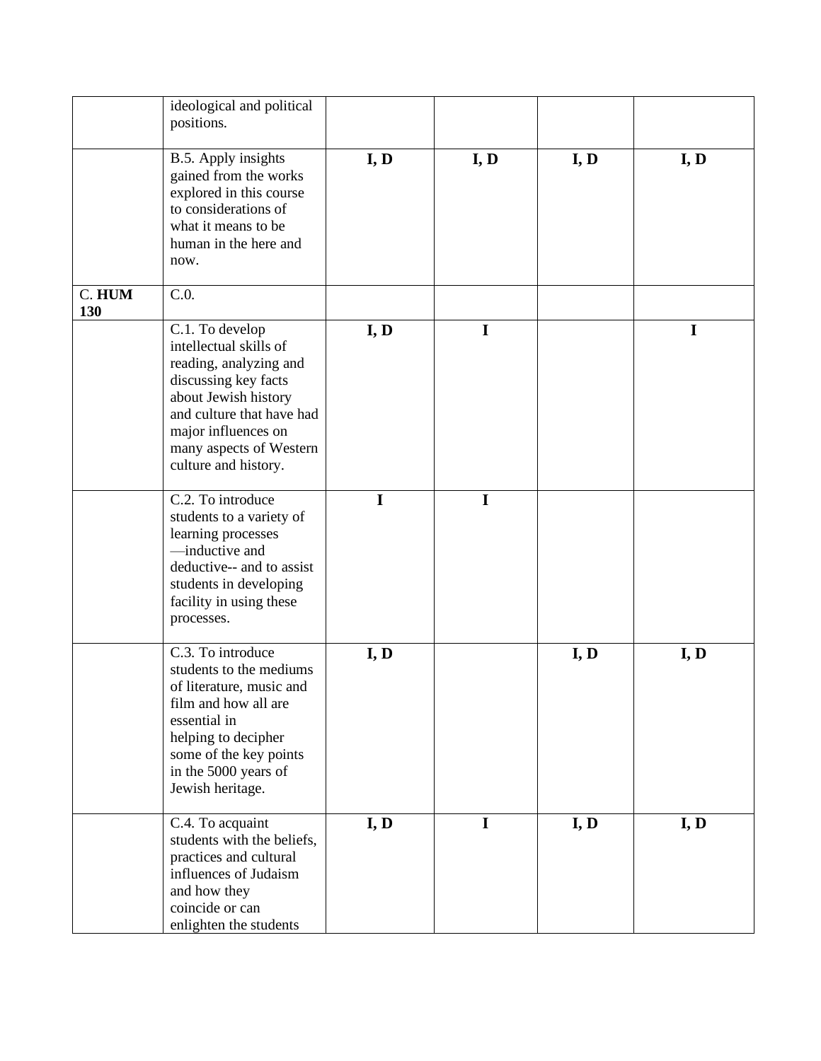| | | | | | |
|---|---|---|---|---|---|
| | ideological and political positions. | | | | |
| | B.5. Apply insights gained from the works explored in this course to considerations of what it means to be human in the here and now. | **I, D** | **I, D** | **I, D** | **I, D** |
| C. **HUM 130** | C.0. | | | | |
| | C.1. To develop intellectual skills of reading, analyzing and discussing key facts about Jewish history and culture that have had major influences on many aspects of Western culture and history. | **I, D** | **I** | | **I** |
| | C.2. To introduce students to a variety of learning processes —inductive and deductive-- and to assist students in developing facility in using these processes. | **I** | **I** | | |
| | C.3. To introduce students to the mediums of literature, music and film and how all are essential in helping to decipher some of the key points in the 5000 years of Jewish heritage. | **I, D** | | **I, D** | **I, D** |
| | C.4. To acquaint students with the beliefs, practices and cultural influences of Judaism and how they coincide or can enlighten the students | **I, D** | **I** | **I, D** | **I, D** |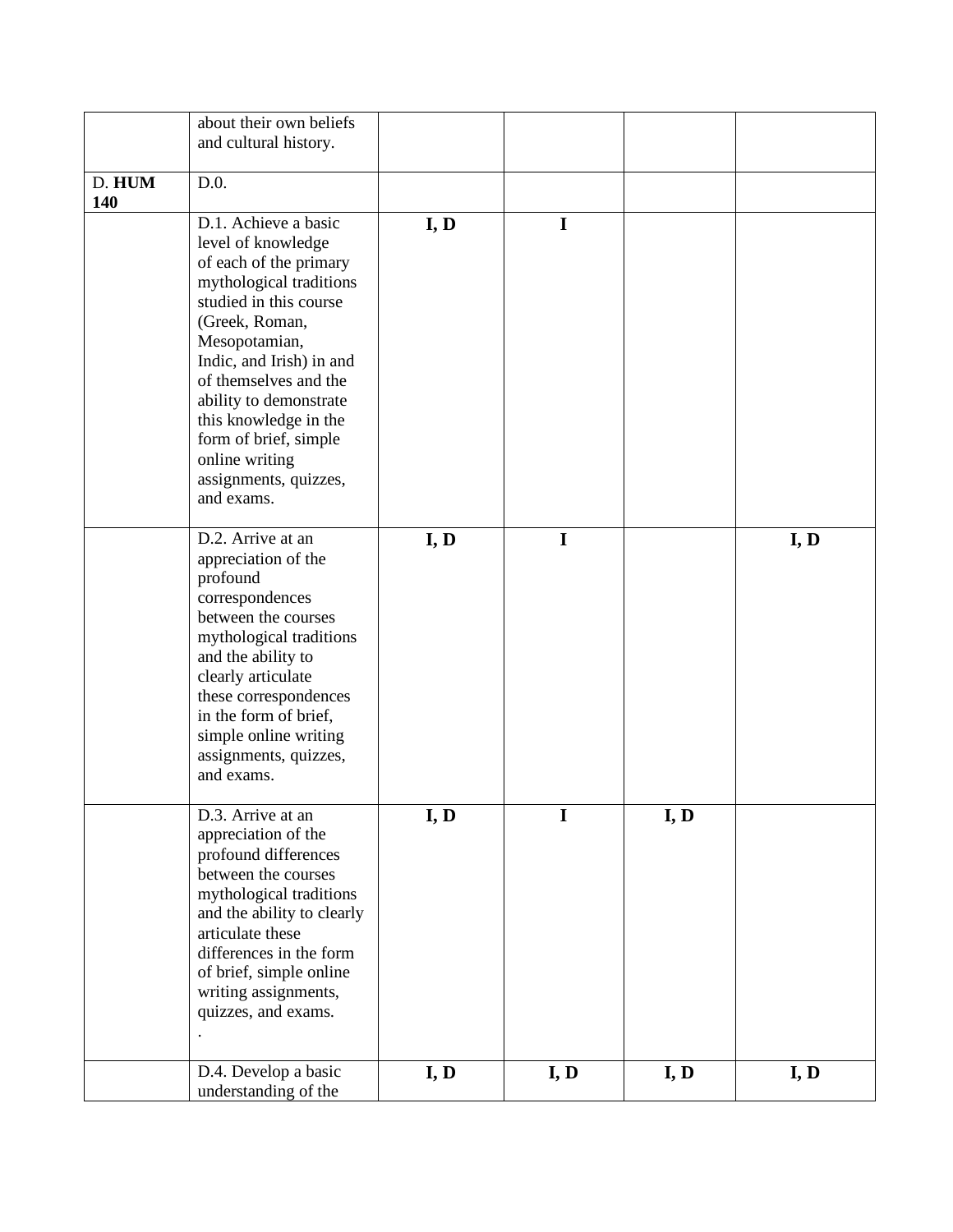| | | | | | |
|---|---|---|---|---|---|
| | about their own beliefs and cultural history. | | | | |
| D. **HUM 140** | D.0. | | | | |
| | D.1. Achieve a basic level of knowledge of each of the primary mythological traditions studied in this course (Greek, Roman, Mesopotamian, Indic, and Irish) in and of themselves and the ability to demonstrate this knowledge in the form of brief, simple online writing assignments, quizzes, and exams. | **I, D** | **I** | | |
| | D.2. Arrive at an appreciation of the profound correspondences between the courses mythological traditions and the ability to clearly articulate these correspondences in the form of brief, simple online writing assignments, quizzes, and exams. | **I, D** | **I** | | **I, D** |
| | D.3. Arrive at an appreciation of the profound differences between the courses mythological traditions and the ability to clearly articulate these differences in the form of brief, simple online writing assignments, quizzes, and exams. . | **I, D** | **I** | **I, D** | |
| | D.4. Develop a basic understanding of the | **I, D** | **I, D** | **I, D** | **I, D** |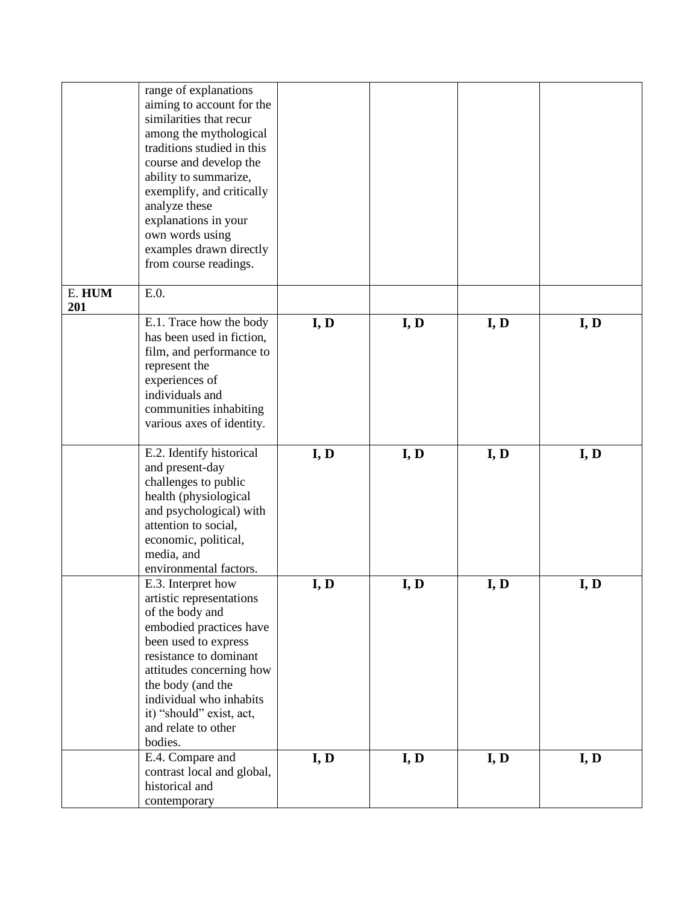|  |  |  |  |  |  |
|---|---|---|---|---|---|
|  | range of explanations aiming to account for the similarities that recur among the mythological traditions studied in this course and develop the ability to summarize, exemplify, and critically analyze these explanations in your own words using examples drawn directly from course readings. |  |  |  |  |
| E. **HUM 201** | E.0. |  |  |  |  |
|  | E.1. Trace how the body has been used in fiction, film, and performance to represent the experiences of individuals and communities inhabiting various axes of identity. | **I, D** | **I, D** | **I, D** | **I, D** |
|  | E.2. Identify historical and present-day challenges to public health (physiological and psychological) with attention to social, economic, political, media, and environmental factors. | **I, D** | **I, D** | **I, D** | **I, D** |
|  | E.3. Interpret how artistic representations of the body and embodied practices have been used to express resistance to dominant attitudes concerning how the body (and the individual who inhabits it) "should" exist, act, and relate to other bodies. | **I, D** | **I, D** | **I, D** | **I, D** |
|  | E.4. Compare and contrast local and global, historical and contemporary | **I, D** | **I, D** | **I, D** | **I, D** |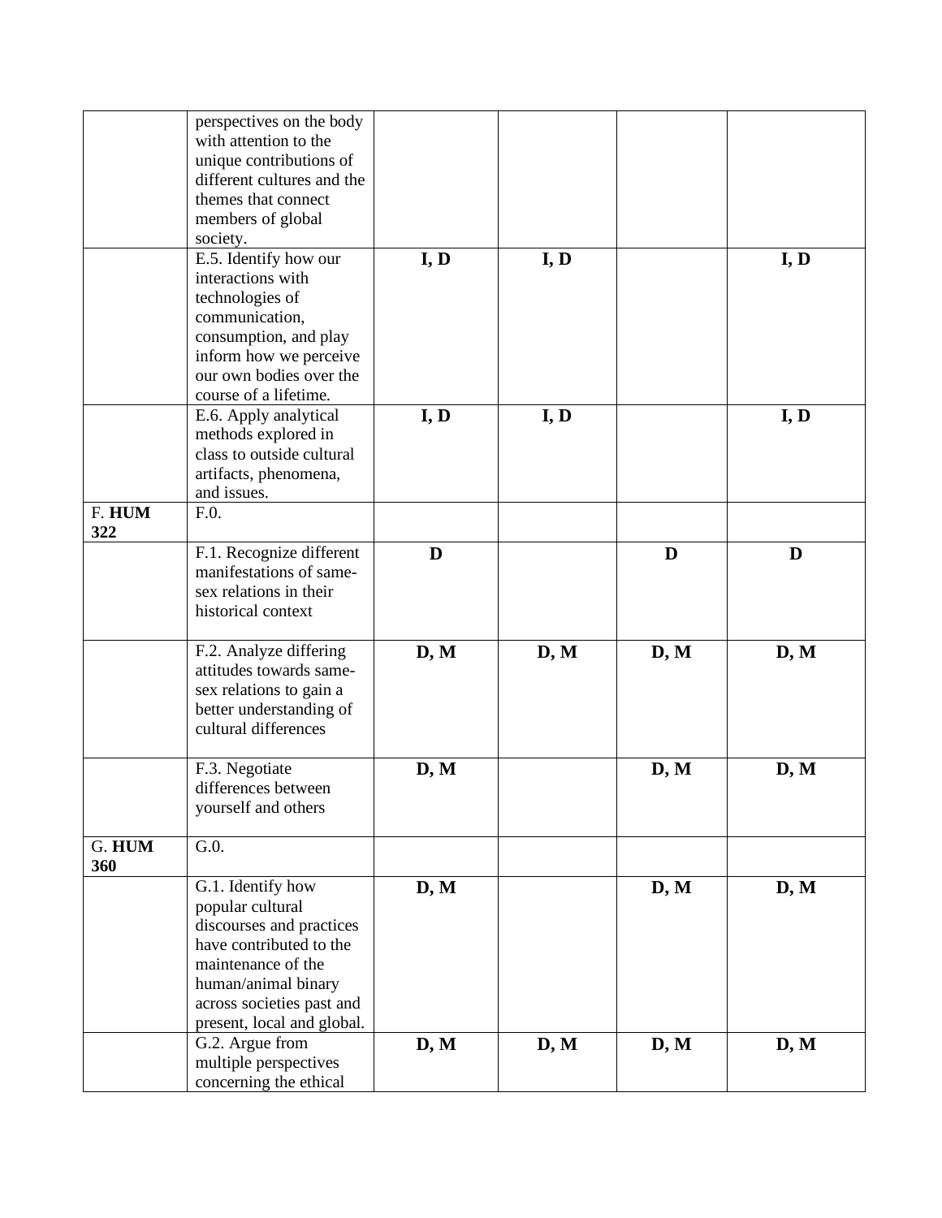| | | | | | |
|---|---|---|---|---|---|
| | perspectives on the body with attention to the unique contributions of different cultures and the themes that connect members of global society. | | | | |
| | E.5. Identify how our interactions with technologies of communication, consumption, and play inform how we perceive our own bodies over the course of a lifetime. | **I, D** | **I, D** | | **I, D** |
| | E.6. Apply analytical methods explored in class to outside cultural artifacts, phenomena, and issues. | **I, D** | **I, D** | | **I, D** |
| F. **HUM 322** | F.0. | | | | |
| | F.1. Recognize different manifestations of same-sex relations in their historical context | **D** | | **D** | **D** |
| | F.2. Analyze differing attitudes towards same-sex relations to gain a better understanding of cultural differences | **D, M** | **D, M** | **D, M** | **D, M** |
| | F.3. Negotiate differences between yourself and others | **D, M** | | **D, M** | **D, M** |
| G. **HUM 360** | G.0. | | | | |
| | G.1. Identify how popular cultural discourses and practices have contributed to the maintenance of the human/animal binary across societies past and present, local and global. | **D, M** | | **D, M** | **D, M** |
| | G.2. Argue from multiple perspectives concerning the ethical | **D, M** | **D, M** | **D, M** | **D, M** |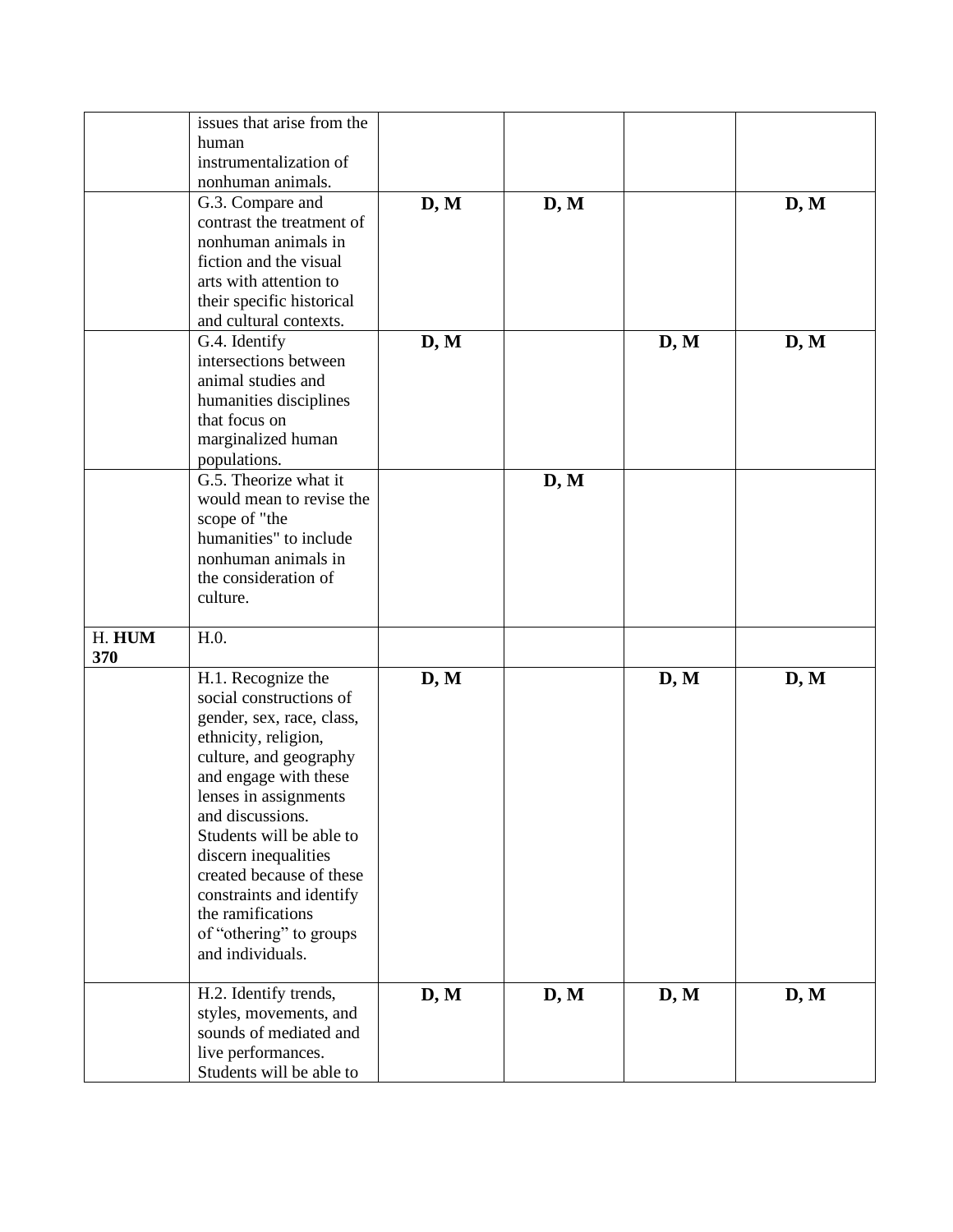| | | | | | |
|---|---|---|---|---|---|
| | issues that arise from the human instrumentalization of nonhuman animals. | | | | |
| | G.3. Compare and contrast the treatment of nonhuman animals in fiction and the visual arts with attention to their specific historical and cultural contexts. | **D, M** | **D, M** | | **D, M** |
| | G.4. Identify intersections between animal studies and humanities disciplines that focus on marginalized human populations. | **D, M** | | **D, M** | **D, M** |
| | G.5. Theorize what it would mean to revise the scope of "the humanities" to include nonhuman animals in the consideration of culture. | | **D, M** | | |
| H. **HUM 370** | H.0. | | | | |
| | H.1. Recognize the social constructions of gender, sex, race, class, ethnicity, religion, culture, and geography and engage with these lenses in assignments and discussions. Students will be able to discern inequalities created because of these constraints and identify the ramifications of "othering" to groups and individuals. | **D, M** | | **D, M** | **D, M** |
| | H.2. Identify trends, styles, movements, and sounds of mediated and live performances. Students will be able to | **D, M** | **D, M** | **D, M** | **D, M** |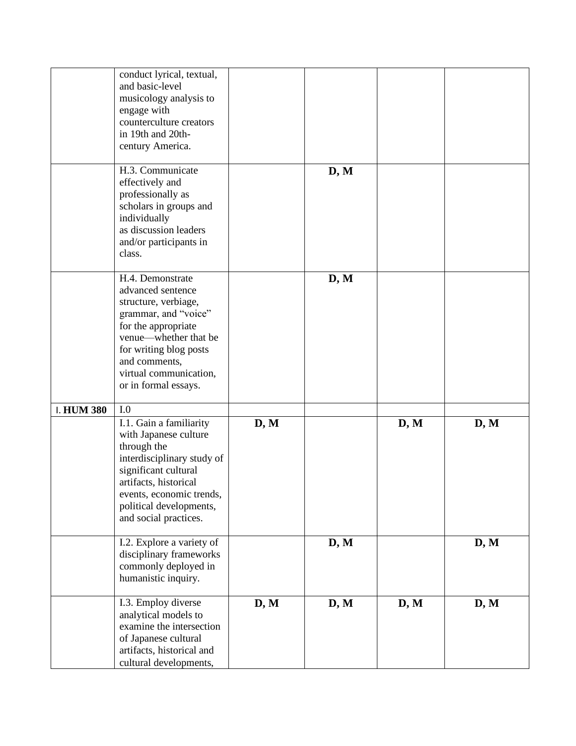| | | | | | |
|---|---|---|---|---|---|
| | conduct lyrical, textual, and basic-level musicology analysis to engage with counterculture creators in 19th and 20th-century America. | | | | |
| | H.3. Communicate effectively and professionally as scholars in groups and individually as discussion leaders and/or participants in class. | | **D, M** | | |
| | H.4. Demonstrate advanced sentence structure, verbiage, grammar, and "voice" for the appropriate venue—whether that be for writing blog posts and comments, virtual communication, or in formal essays. | | **D, M** | | |
| I. **HUM 380** | I.0 | | | | |
| | I.1. Gain a familiarity with Japanese culture through the interdisciplinary study of significant cultural artifacts, historical events, economic trends, political developments, and social practices. | **D, M** | | **D, M** | **D, M** |
| | I.2. Explore a variety of disciplinary frameworks commonly deployed in humanistic inquiry. | | **D, M** | | **D, M** |
| | I.3. Employ diverse analytical models to examine the intersection of Japanese cultural artifacts, historical and cultural developments, | **D, M** | **D, M** | **D, M** | **D, M** |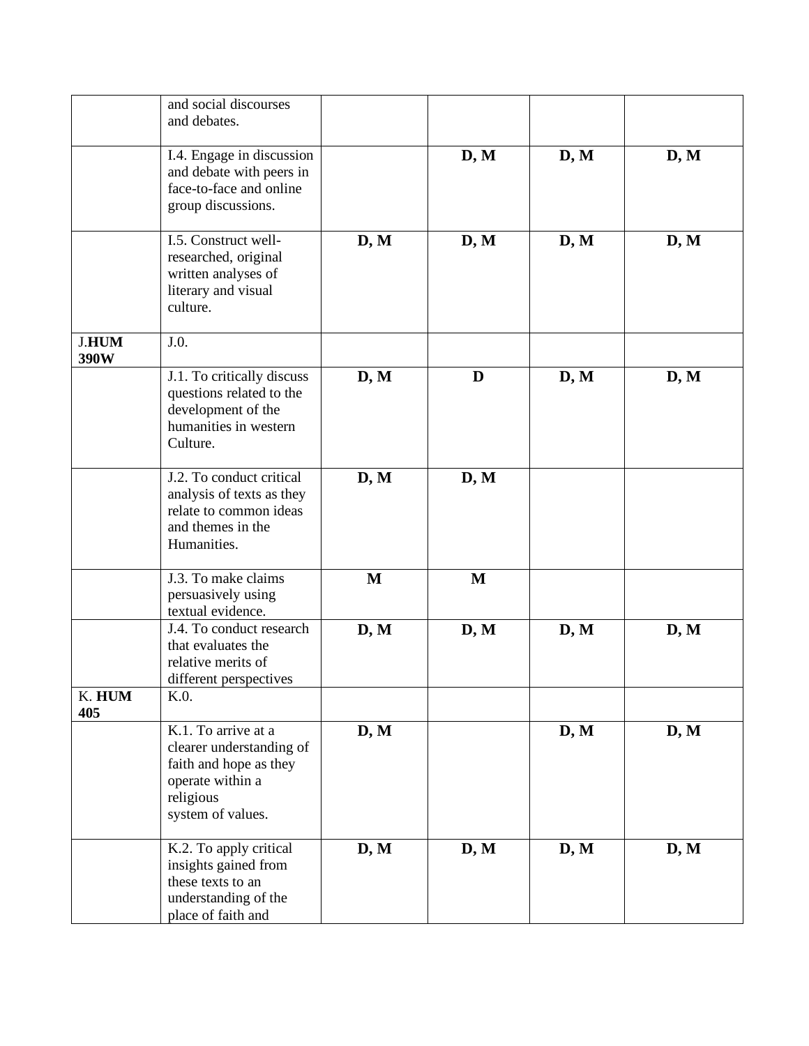| | | | | | |
|---|---|---|---|---|---|
| | and social discourses and debates. | | | | |
| | I.4. Engage in discussion and debate with peers in face-to-face and online group discussions. | | **D, M** | **D, M** | **D, M** |
| | I.5. Construct well-researched, original written analyses of literary and visual culture. | **D, M** | **D, M** | **D, M** | **D, M** |
| J.**HUM 390W** | J.0. | | | | |
| | J.1. To critically discuss questions related to the development of the humanities in western Culture. | **D, M** | **D** | **D, M** | **D, M** |
| | J.2. To conduct critical analysis of texts as they relate to common ideas and themes in the Humanities. | **D, M** | **D, M** | | |
| | J.3. To make claims persuasively using textual evidence. | **M** | **M** | | |
| | J.4. To conduct research that evaluates the relative merits of different perspectives | **D, M** | **D, M** | **D, M** | **D, M** |
| K. **HUM 405** | K.0. | | | | |
| | K.1. To arrive at a clearer understanding of faith and hope as they operate within a religious system of values. | **D, M** | | **D, M** | **D, M** |
| | K.2. To apply critical insights gained from these texts to an understanding of the place of faith and | **D, M** | **D, M** | **D, M** | **D, M** |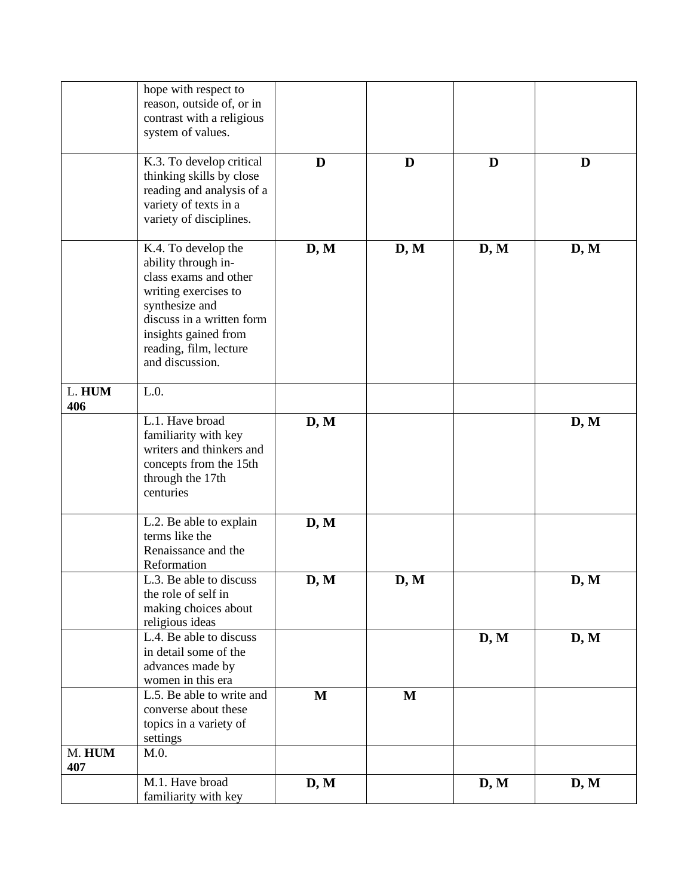| | | | | | |
|---|---|---|---|---|---|
| | hope with respect to reason, outside of, or in contrast with a religious system of values. | | | | |
| | K.3. To develop critical thinking skills by close reading and analysis of a variety of texts in a variety of disciplines. | **D** | **D** | **D** | **D** |
| | K.4. To develop the ability through in-class exams and other writing exercises to synthesize and discuss in a written form insights gained from reading, film, lecture and discussion. | **D, M** | **D, M** | **D, M** | **D, M** |
| L. **HUM 406** | L.0. | | | | |
| | L.1. Have broad familiarity with key writers and thinkers and concepts from the 15th through the 17th centuries | **D, M** | | | **D, M** |
| | L.2. Be able to explain terms like the Renaissance and the Reformation | **D, M** | | | |
| | L.3. Be able to discuss the role of self in making choices about religious ideas | **D, M** | **D, M** | | **D, M** |
| | L.4. Be able to discuss in detail some of the advances made by women in this era | | | **D, M** | **D, M** |
| | L.5. Be able to write and converse about these topics in a variety of settings | **M** | **M** | | |
| M. **HUM 407** | M.0. | | | | |
| | M.1. Have broad familiarity with key | **D, M** | | **D, M** | **D, M** |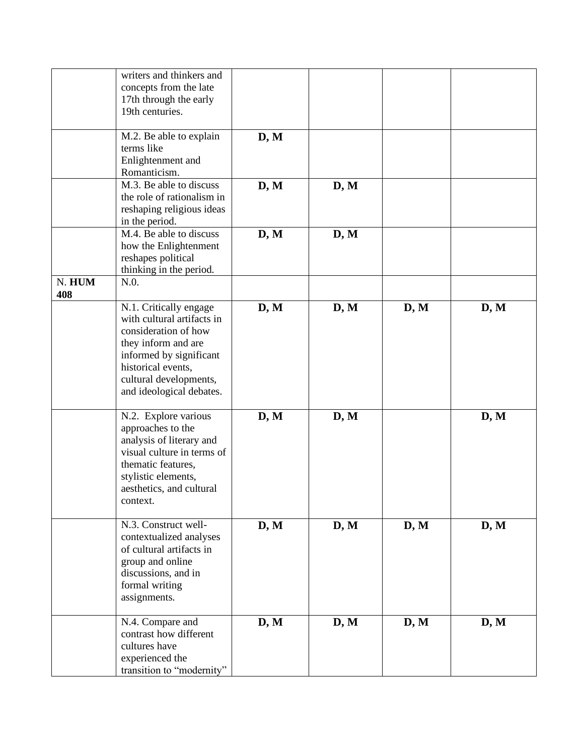| | | | | | |
|---|---|---|---|---|---|
| | writers and thinkers and concepts from the late 17th through the early 19th centuries. | | | | |
| | M.2. Be able to explain terms like Enlightenment and Romanticism. | **D, M** | | | |
| | M.3. Be able to discuss the role of rationalism in reshaping religious ideas in the period. | **D, M** | **D, M** | | |
| | M.4. Be able to discuss how the Enlightenment reshapes political thinking in the period. | **D, M** | **D, M** | | |
| N. **HUM 408** | N.0. | | | | |
| | N.1. Critically engage with cultural artifacts in consideration of how they inform and are informed by significant historical events, cultural developments, and ideological debates. | **D, M** | **D, M** | **D, M** | **D, M** |
| | N.2. Explore various approaches to the analysis of literary and visual culture in terms of thematic features, stylistic elements, aesthetics, and cultural context. | **D, M** | **D, M** | | **D, M** |
| | N.3. Construct well-contextualized analyses of cultural artifacts in group and online discussions, and in formal writing assignments. | **D, M** | **D, M** | **D, M** | **D, M** |
| | N.4. Compare and contrast how different cultures have experienced the transition to "modernity" | **D, M** | **D, M** | **D, M** | **D, M** |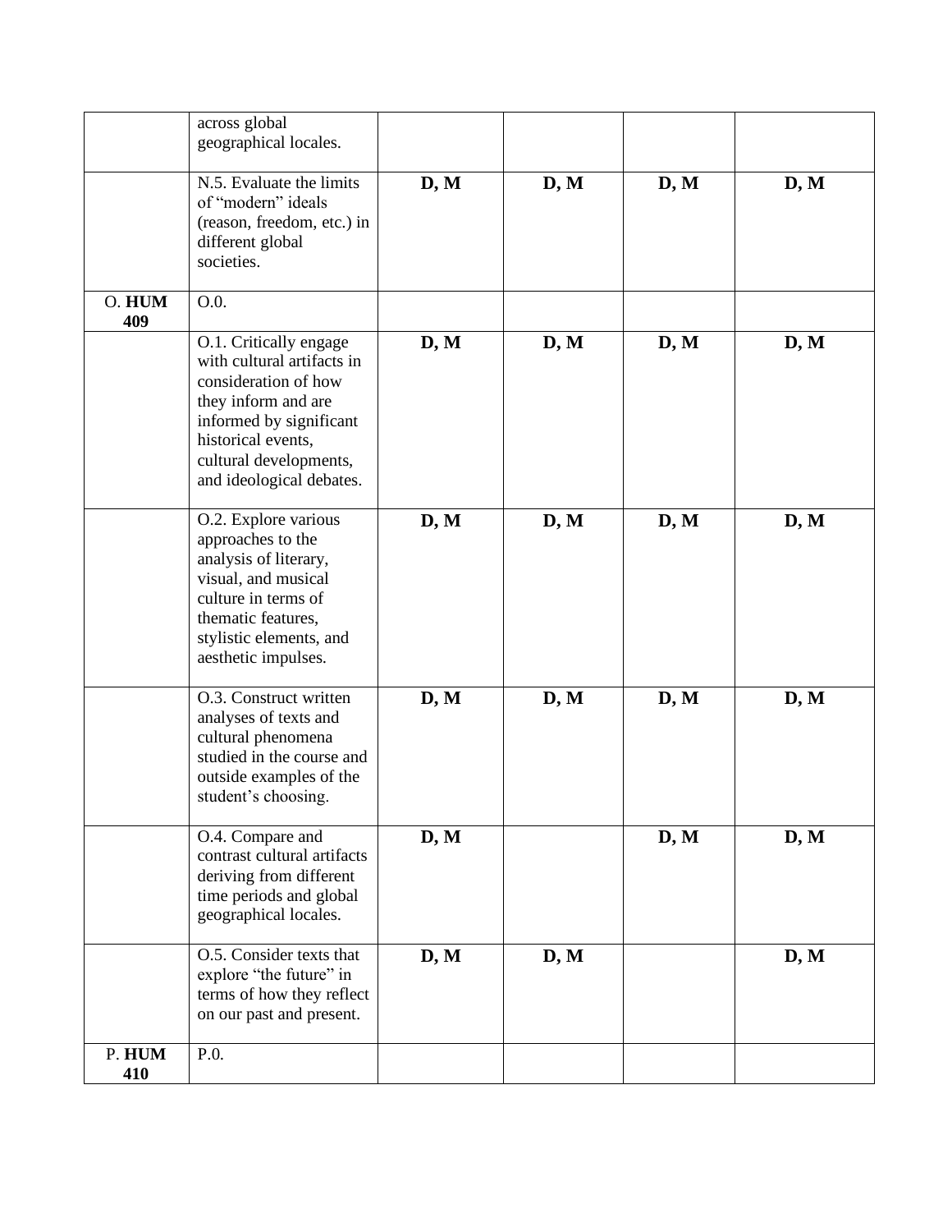| | | | | | |
|---|---|---|---|---|---|
| | across global geographical locales. | | | | |
| | N.5. Evaluate the limits of "modern" ideals (reason, freedom, etc.) in different global societies. | **D, M** | **D, M** | **D, M** | **D, M** |
| O. **HUM 409** | O.0. | | | | |
| | O.1. Critically engage with cultural artifacts in consideration of how they inform and are informed by significant historical events, cultural developments, and ideological debates. | **D, M** | **D, M** | **D, M** | **D, M** |
| | O.2. Explore various approaches to the analysis of literary, visual, and musical culture in terms of thematic features, stylistic elements, and aesthetic impulses. | **D, M** | **D, M** | **D, M** | **D, M** |
| | O.3. Construct written analyses of texts and cultural phenomena studied in the course and outside examples of the student's choosing. | **D, M** | **D, M** | **D, M** | **D, M** |
| | O.4. Compare and contrast cultural artifacts deriving from different time periods and global geographical locales. | **D, M** | | **D, M** | **D, M** |
| | O.5. Consider texts that explore "the future" in terms of how they reflect on our past and present. | **D, M** | **D, M** | | **D, M** |
| P. **HUM 410** | P.0. | | | | |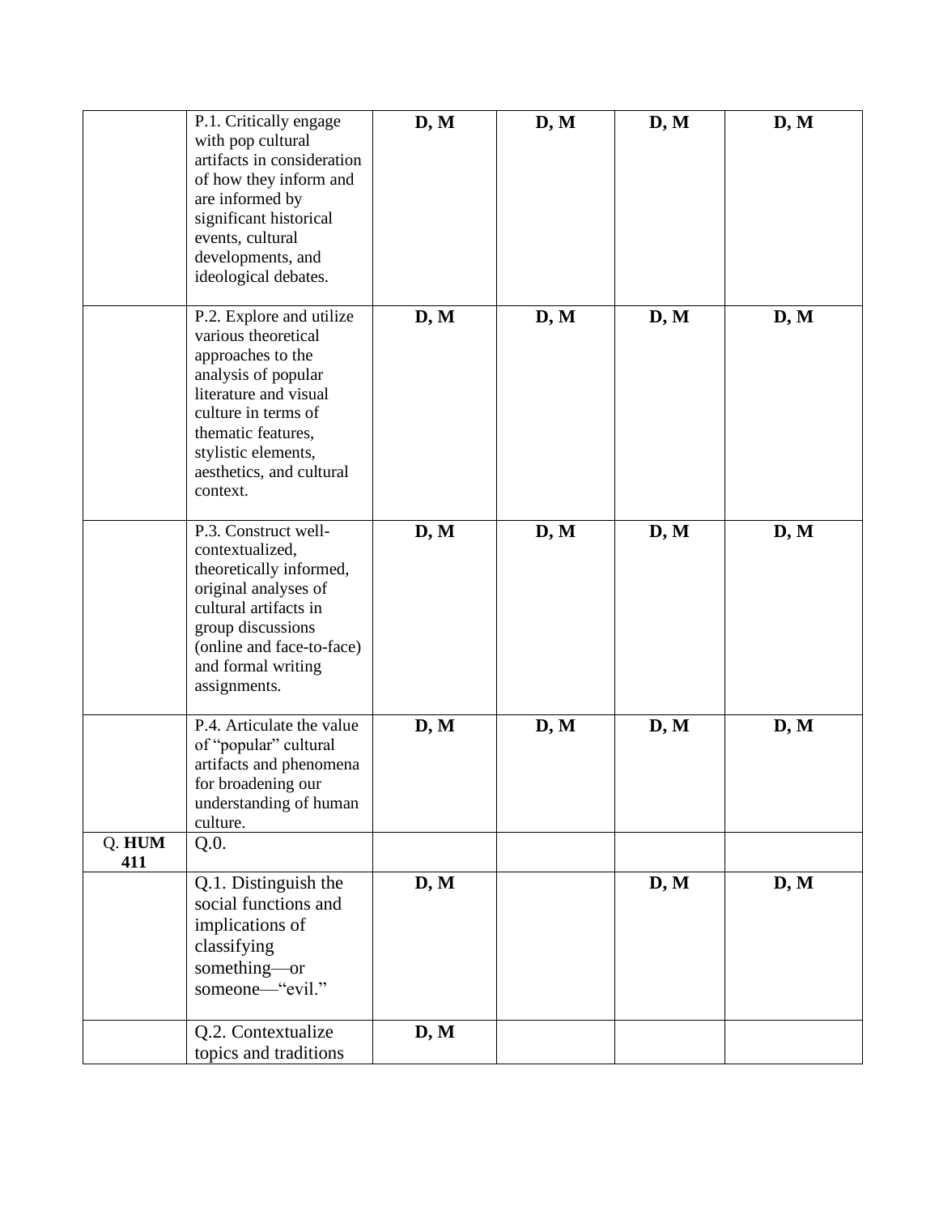|  |  |  |  |  |  |
|---|---|---|---|---|---|
|  | P.1. Critically engage with pop cultural artifacts in consideration of how they inform and are informed by significant historical events, cultural developments, and ideological debates. | **D, M** | **D, M** | **D, M** | **D, M** |
|  | P.2. Explore and utilize various theoretical approaches to the analysis of popular literature and visual culture in terms of thematic features, stylistic elements, aesthetics, and cultural context. | **D, M** | **D, M** | **D, M** | **D, M** |
|  | P.3. Construct well-contextualized, theoretically informed, original analyses of cultural artifacts in group discussions (online and face-to-face) and formal writing assignments. | **D, M** | **D, M** | **D, M** | **D, M** |
|  | P.4. Articulate the value of "popular" cultural artifacts and phenomena for broadening our understanding of human culture. | **D, M** | **D, M** | **D, M** | **D, M** |
| Q. **HUM 411** | Q.0. |  |  |  |  |
|  | Q.1. Distinguish the social functions and implications of classifying something—or someone—"evil." | **D, M** |  | **D, M** | **D, M** |
|  | Q.2. Contextualize topics and traditions | **D, M** |  |  |  |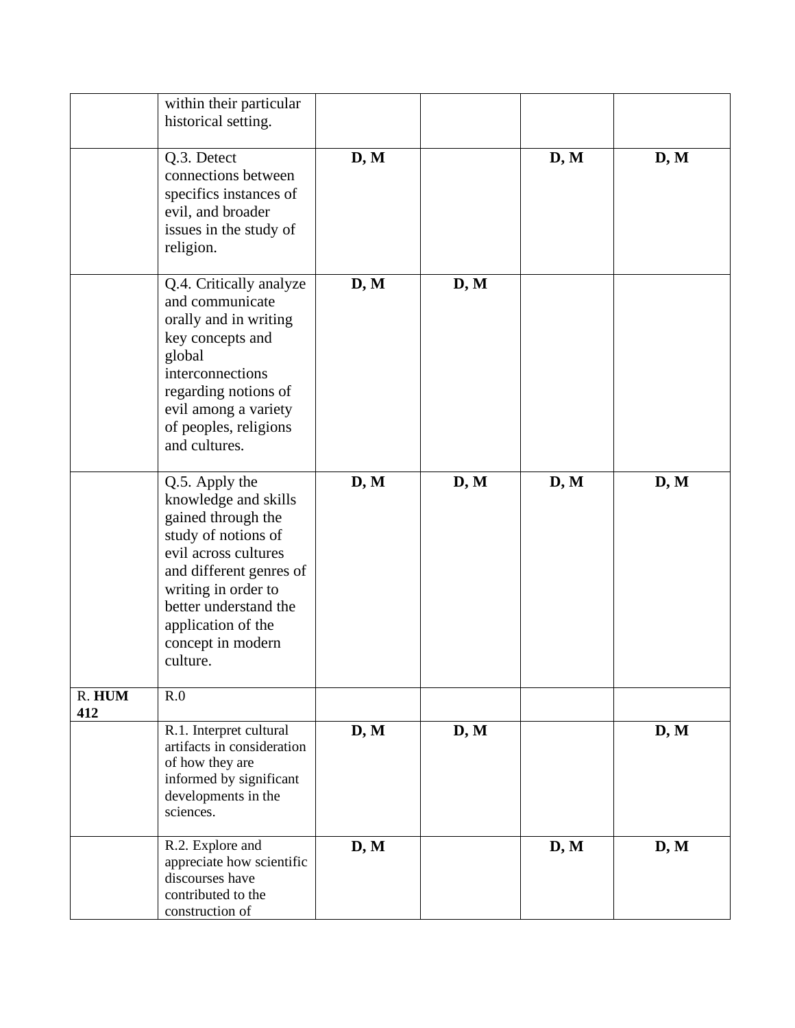| | | | | | |
|---|---|---|---|---|---|
| | within their particular historical setting. | | | | |
| | Q.3. Detect connections between specifics instances of evil, and broader issues in the study of religion. | **D, M** | | **D, M** | **D, M** |
| | Q.4. Critically analyze and communicate orally and in writing key concepts and global interconnections regarding notions of evil among a variety of peoples, religions and cultures. | **D, M** | **D, M** | | |
| | Q.5. Apply the knowledge and skills gained through the study of notions of evil across cultures and different genres of writing in order to better understand the application of the concept in modern culture. | **D, M** | **D, M** | **D, M** | **D, M** |
| R. **HUM 412** | R.0 | | | | |
| | R.1. Interpret cultural artifacts in consideration of how they are informed by significant developments in the sciences. | **D, M** | **D, M** | | **D, M** |
| | R.2. Explore and appreciate how scientific discourses have contributed to the construction of | **D, M** | | **D, M** | **D, M** |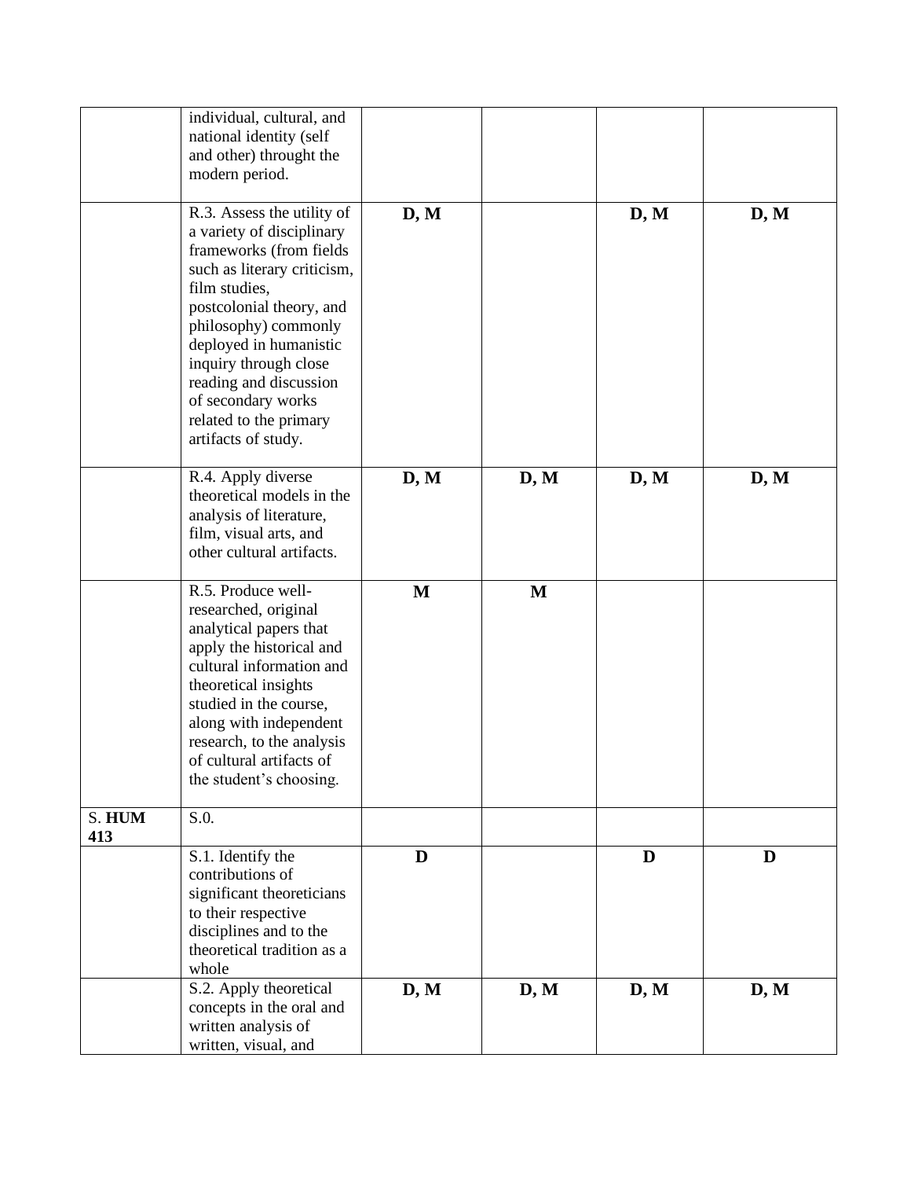| | | | | | |
|---|---|---|---|---|---|
| | individual, cultural, and national identity (self and other) throught the modern period. | | | | |
| | R.3. Assess the utility of a variety of disciplinary frameworks (from fields such as literary criticism, film studies, postcolonial theory, and philosophy) commonly deployed in humanistic inquiry through close reading and discussion of secondary works related to the primary artifacts of study. | **D, M** | | **D, M** | **D, M** |
| | R.4. Apply diverse theoretical models in the analysis of literature, film, visual arts, and other cultural artifacts. | **D, M** | **D, M** | **D, M** | **D, M** |
| | R.5. Produce well-researched, original analytical papers that apply the historical and cultural information and theoretical insights studied in the course, along with independent research, to the analysis of cultural artifacts of the student's choosing. | **M** | **M** | | |
| S. **HUM 413** | S.0. | | | | |
| | S.1. Identify the contributions of significant theoreticians to their respective disciplines and to the theoretical tradition as a whole | **D** | | **D** | **D** |
| | S.2. Apply theoretical concepts in the oral and written analysis of written, visual, and | **D, M** | **D, M** | **D, M** | **D, M** |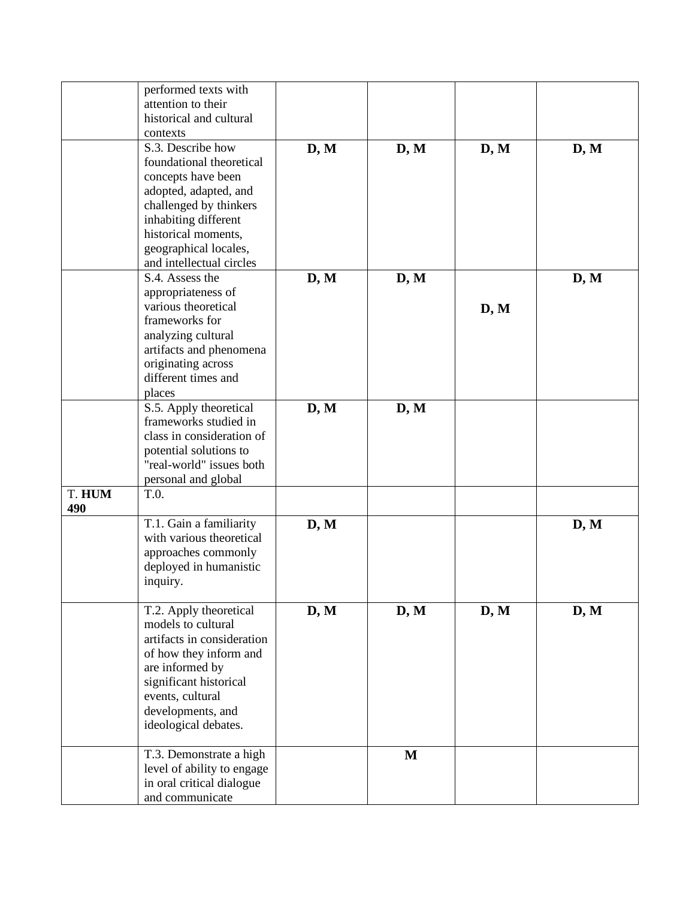| | | | | | |
|---|---|---|---|---|---|
| | performed texts with attention to their historical and cultural contexts | | | | |
| | S.3. Describe how foundational theoretical concepts have been adopted, adapted, and challenged by thinkers inhabiting different historical moments, geographical locales, and intellectual circles | **D, M** | **D, M** | **D, M** | **D, M** |
| | S.4. Assess the appropriateness of various theoretical frameworks for analyzing cultural artifacts and phenomena originating across different times and places | **D, M** | **D, M** | **D, M** | **D, M** |
| | S.5. Apply theoretical frameworks studied in class in consideration of potential solutions to "real-world" issues both personal and global | **D, M** | **D, M** | | |
| T. **HUM 490** | T.0. | | | | |
| | T.1. Gain a familiarity with various theoretical approaches commonly deployed in humanistic inquiry. | **D, M** | | | **D, M** |
| | T.2. Apply theoretical models to cultural artifacts in consideration of how they inform and are informed by significant historical events, cultural developments, and ideological debates. | **D, M** | **D, M** | **D, M** | **D, M** |
| | T.3. Demonstrate a high level of ability to engage in oral critical dialogue and communicate | | **M** | | |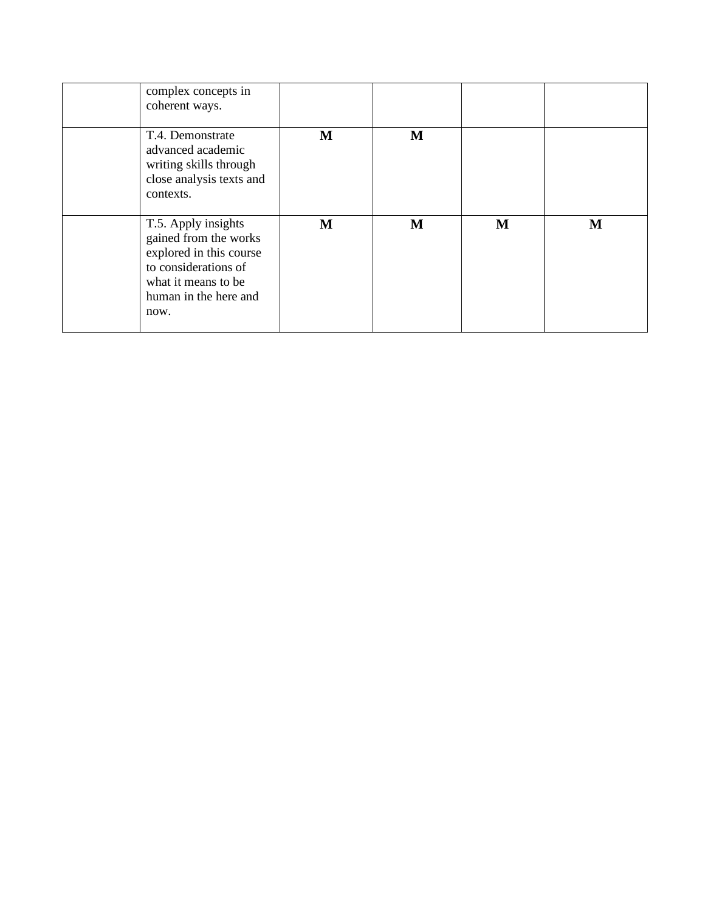| | | | | | |
|---|---|---|---|---|---|
| | complex concepts in coherent ways. | | | | |
| | T.4. Demonstrate advanced academic writing skills through close analysis texts and contexts. | **M** | **M** | | |
| | T.5. Apply insights gained from the works explored in this course to considerations of what it means to be human in the here and now. | **M** | **M** | **M** | **M** |